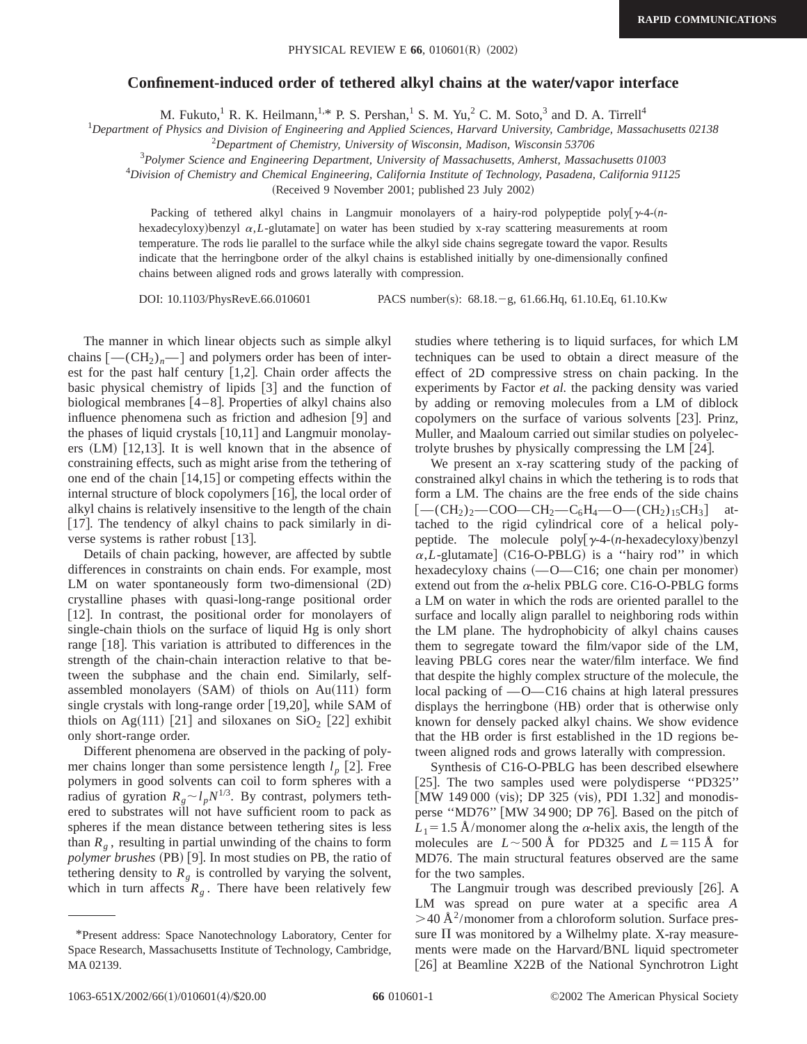# Confinement-induced order of tethered alkyl chains at the water/vapor interface

M. Fukuto,[1] R. K. Heilmann,[1,*] P. S. Pershan,[1] S. M. Yu,[2] C. M. Soto,[3] and D. A. Tirrell[4]

[1]*Department of Physics and Division of Engineering and Applied Sciences, Harvard University, Cambridge, Massachusetts 02138*
[2]*Department of Chemistry, University of Wisconsin, Madison, Wisconsin 53706*
[3]*Polymer Science and Engineering Department, University of Massachusetts, Amherst, Massachusetts 01003*
[4]*Division of Chemistry and Chemical Engineering, California Institute of Technology, Pasadena, California 91125*

(Received 9 November 2001; published 23 July 2002)

Packing of tethered alkyl chains in Langmuir monolayers of a hairy-rod polypeptide poly[γ-4-(*n*-hexadecyloxy)benzyl α,*L*-glutamate] on water has been studied by x-ray scattering measurements at room temperature. The rods lie parallel to the surface while the alkyl side chains segregate toward the vapor. Results indicate that the herringbone order of the alkyl chains is established initially by one-dimensionally confined chains between aligned rods and grows laterally with compression.

DOI: 10.1103/PhysRevE.66.010601 PACS number(s): 68.18.−g, 61.66.Hq, 61.10.Eq, 61.10.Kw

The manner in which linear objects such as simple alkyl chains [$—(CH_2)_n—$] and polymers order has been of interest for the past half century [1,2]. Chain order affects the basic physical chemistry of lipids [3] and the function of biological membranes [4–8]. Properties of alkyl chains also influence phenomena such as friction and adhesion [9] and the phases of liquid crystals [10,11] and Langmuir monolayers (LM) [12,13]. It is well known that in the absence of constraining effects, such as might arise from the tethering of one end of the chain [14,15] or competing effects within the internal structure of block copolymers [16], the local order of alkyl chains is relatively insensitive to the length of the chain [17]. The tendency of alkyl chains to pack similarly in diverse systems is rather robust [13].

Details of chain packing, however, are affected by subtle differences in constraints on chain ends. For example, most LM on water spontaneously form two-dimensional (2D) crystalline phases with quasi-long-range positional order [12]. In contrast, the positional order for monolayers of single-chain thiols on the surface of liquid Hg is only short range [18]. This variation is attributed to differences in the strength of the chain-chain interaction relative to that between the subphase and the chain end. Similarly, self-assembled monolayers (SAM) of thiols on Au(111) form single crystals with long-range order [19,20], while SAM of thiols on Ag(111) [21] and siloxanes on $SiO_2$ [22] exhibit only short-range order.

Different phenomena are observed in the packing of polymer chains longer than some persistence length $l_p$ [2]. Free polymers in good solvents can coil to form spheres with a radius of gyration $R_g \sim l_p N^{1/3}$. By contrast, polymers tethered to substrates will not have sufficient room to pack as spheres if the mean distance between tethering sites is less than $R_g$, resulting in partial unwinding of the chains to form *polymer brushes* (PB) [9]. In most studies on PB, the ratio of tethering density to $R_g$ is controlled by varying the solvent, which in turn affects $R_g$. There have been relatively few studies where tethering is to liquid surfaces, for which LM techniques can be used to obtain a direct measure of the effect of 2D compressive stress on chain packing. In the experiments by Factor *et al.* the packing density was varied by adding or removing molecules from a LM of diblock copolymers on the surface of various solvents [23]. Prinz, Muller, and Maaloum carried out similar studies on polyelectrolyte brushes by physically compressing the LM [24].

We present an x-ray scattering study of the packing of constrained alkyl chains in which the tethering is to rods that form a LM. The chains are the free ends of the side chains [$—(CH_2)_2—COO—CH_2—C_6H_4—O—(CH_2)_{15}CH_3$] attached to the rigid cylindrical core of a helical polypeptide. The molecule poly[γ-4-(*n*-hexadecyloxy)benzyl α,*L*-glutamate] (C16-O-PBLG) is a "hairy rod" in which hexadecyloxy chains (—O—C16; one chain per monomer) extend out from the α-helix PBLG core. C16-O-PBLG forms a LM on water in which the rods are oriented parallel to the surface and locally align parallel to neighboring rods within the LM plane. The hydrophobicity of alkyl chains causes them to segregate toward the film/vapor side of the LM, leaving PBLG cores near the water/film interface. We find that despite the highly complex structure of the molecule, the local packing of —O—C16 chains at high lateral pressures displays the herringbone (HB) order that is otherwise only known for densely packed alkyl chains. We show evidence that the HB order is first established in the 1D regions between aligned rods and grows laterally with compression.

Synthesis of C16-O-PBLG has been described elsewhere [25]. The two samples used were polydisperse "PD325" [MW 149 000 (vis); DP 325 (vis), PDI 1.32] and monodisperse "MD76" [MW 34 900; DP 76]. Based on the pitch of $L_1 = 1.5$ Å/monomer along the α-helix axis, the length of the molecules are $L \sim 500$ Å for PD325 and $L = 115$ Å for MD76. The main structural features observed are the same for the two samples.

The Langmuir trough was described previously [26]. A LM was spread on pure water at a specific area $A > 40$ Å$^2$/monomer from a chloroform solution. Surface pressure Π was monitored by a Wilhelmy plate. X-ray measurements were made on the Harvard/BNL liquid spectrometer [26] at Beamline X22B of the National Synchrotron Light

*Present address: Space Nanotechnology Laboratory, Center for Space Research, Massachusetts Institute of Technology, Cambridge, MA 02139.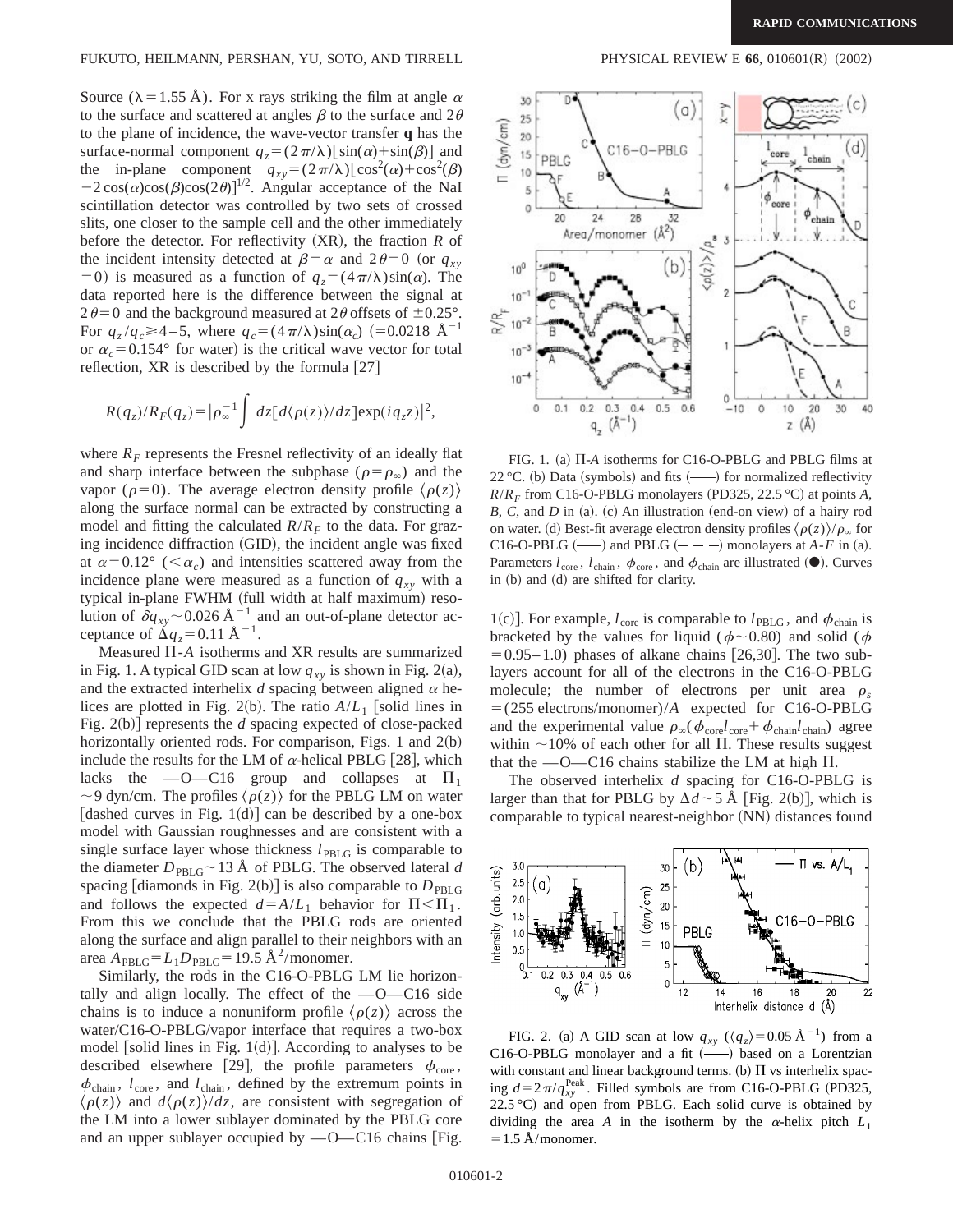Source ($\lambda = 1.55$ Å). For x rays striking the film at angle $\alpha$ to the surface and scattered at angles $\beta$ to the surface and $2\theta$ to the plane of incidence, the wave-vector transfer **q** has the surface-normal component $q_z = (2\pi/\lambda)[\sin(\alpha) + \sin(\beta)]$ and the in-plane component $q_{xy} = (2\pi/\lambda)[\cos^2(\alpha) + \cos^2(\beta) - 2\cos(\alpha)\cos(\beta)\cos(2\theta)]^{1/2}$. Angular acceptance of the NaI scintillation detector was controlled by two sets of crossed slits, one closer to the sample cell and the other immediately before the detector. For reflectivity (XR), the fraction $R$ of the incident intensity detected at $\beta = \alpha$ and $2\theta = 0$ (or $q_{xy} = 0$) is measured as a function of $q_z = (4\pi/\lambda)\sin(\alpha)$. The data reported here is the difference between the signal at $2\theta = 0$ and the background measured at $2\theta$ offsets of $\pm 0.25°$. For $q_z/q_c \geq 4-5$, where $q_c = (4\pi/\lambda)\sin(\alpha_c)$ ($= 0.0218$ Å$^{-1}$ or $\alpha_c = 0.154°$ for water) is the critical wave vector for total reflection, XR is described by the formula [27]

$$R(q_z)/R_F(q_z) = \left|\rho_\infty^{-1} \int dz [d\langle\rho(z)\rangle/dz] \exp(iq_z z)\right|^2,$$

where $R_F$ represents the Fresnel reflectivity of an ideally flat and sharp interface between the subphase ($\rho = \rho_\infty$) and the vapor ($\rho = 0$). The average electron density profile $\langle\rho(z)\rangle$ along the surface normal can be extracted by constructing a model and fitting the calculated $R/R_F$ to the data. For grazing incidence diffraction (GID), the incident angle was fixed at $\alpha = 0.12°$ ($< \alpha_c$) and intensities scattered away from the incidence plane were measured as a function of $q_{xy}$ with a typical in-plane FWHM (full width at half maximum) resolution of $\delta q_{xy} \sim 0.026$ Å$^{-1}$ and an out-of-plane detector acceptance of $\Delta q_z = 0.11$ Å$^{-1}$.

Measured $\Pi$-$A$ isotherms and XR results are summarized in Fig. 1. A typical GID scan at low $q_{xy}$ is shown in Fig. 2(a), and the extracted interhelix $d$ spacing between aligned $\alpha$ helices are plotted in Fig. 2(b). The ratio $A/L_1$ [solid lines in Fig. 2(b)] represents the $d$ spacing expected of close-packed horizontally oriented rods. For comparison, Figs. 1 and 2(b) include the results for the LM of $\alpha$-helical PBLG [28], which lacks the —O—C16 group and collapses at $\Pi_1 \sim 9$ dyn/cm. The profiles $\langle\rho(z)\rangle$ for the PBLG LM on water [dashed curves in Fig. 1(d)] can be described by a one-box model with Gaussian roughnesses and are consistent with a single surface layer whose thickness $l_{\mathrm{PBLG}}$ is comparable to the diameter $D_{\mathrm{PBLG}} \sim 13$ Å of PBLG. The observed lateral $d$ spacing [diamonds in Fig. 2(b)] is also comparable to $D_{\mathrm{PBLG}}$ and follows the expected $d = A/L_1$ behavior for $\Pi < \Pi_1$. From this we conclude that the PBLG rods are oriented along the surface and align parallel to their neighbors with an area $A_{\mathrm{PBLG}} = L_1 D_{\mathrm{PBLG}} = 19.5$ Å$^2$/monomer.

Similarly, the rods in the C16-O-PBLG LM lie horizontally and align locally. The effect of the —O—C16 side chains is to induce a nonuniform profile $\langle\rho(z)\rangle$ across the water/C16-O-PBLG/vapor interface that requires a two-box model [solid lines in Fig. 1(d)]. According to analyses to be described elsewhere [29], the profile parameters $\phi_{\mathrm{core}}$, $\phi_{\mathrm{chain}}$, $l_{\mathrm{core}}$, and $l_{\mathrm{chain}}$, defined by the extremum points in $\langle\rho(z)\rangle$ and $d\langle\rho(z)\rangle/dz$, are consistent with segregation of the LM into a lower sublayer dominated by the PBLG core and an upper sublayer occupied by —O—C16 chains [Fig. 1(c)]. For example, $l_{\mathrm{core}}$ is comparable to $l_{\mathrm{PBLG}}$, and $\phi_{\mathrm{chain}}$ is bracketed by the values for liquid ($\phi \sim 0.80$) and solid ($\phi = 0.95-1.0$) phases of alkane chains [26,30]. The two sublayers account for all of the electrons in the C16-O-PBLG molecule; the number of electrons per unit area $\rho_s = (255$ electrons/monomer$)/A$ expected for C16-O-PBLG and the experimental value $\rho_\infty(\phi_{\mathrm{core}} l_{\mathrm{core}} + \phi_{\mathrm{chain}} l_{\mathrm{chain}})$ agree within $\sim 10\%$ of each other for all $\Pi$. These results suggest that the —O—C16 chains stabilize the LM at high $\Pi$.

The observed interhelix $d$ spacing for C16-O-PBLG is larger than that for PBLG by $\Delta d \sim 5$ Å [Fig. 2(b)], which is comparable to typical nearest-neighbor (NN) distances found

FIG. 1. (a) $\Pi$-$A$ isotherms for C16-O-PBLG and PBLG films at 22 °C. (b) Data (symbols) and fits (——) for normalized reflectivity $R/R_F$ from C16-O-PBLG monolayers (PD325, 22.5 °C) at points $A$, $B$, $C$, and $D$ in (a). (c) An illustration (end-on view) of a hairy rod on water. (d) Best-fit average electron density profiles $\langle\rho(z)\rangle/\rho_\infty$ for C16-O-PBLG (——) and PBLG (— — —) monolayers at $A$-$F$ in (a). Parameters $l_{\mathrm{core}}$, $l_{\mathrm{chain}}$, $\phi_{\mathrm{core}}$, and $\phi_{\mathrm{chain}}$ are illustrated (●). Curves in (b) and (d) are shifted for clarity.

FIG. 2. (a) A GID scan at low $q_{xy}$ ($\langle q_z\rangle = 0.05$ Å$^{-1}$) from a C16-O-PBLG monolayer and a fit (——) based on a Lorentzian with constant and linear background terms. (b) $\Pi$ vs interhelix spacing $d = 2\pi/q_{xy}^{\mathrm{Peak}}$. Filled symbols are from C16-O-PBLG (PD325, 22.5 °C) and open from PBLG. Each solid curve is obtained by dividing the area $A$ in the isotherm by the $\alpha$-helix pitch $L_1 = 1.5$ Å/monomer.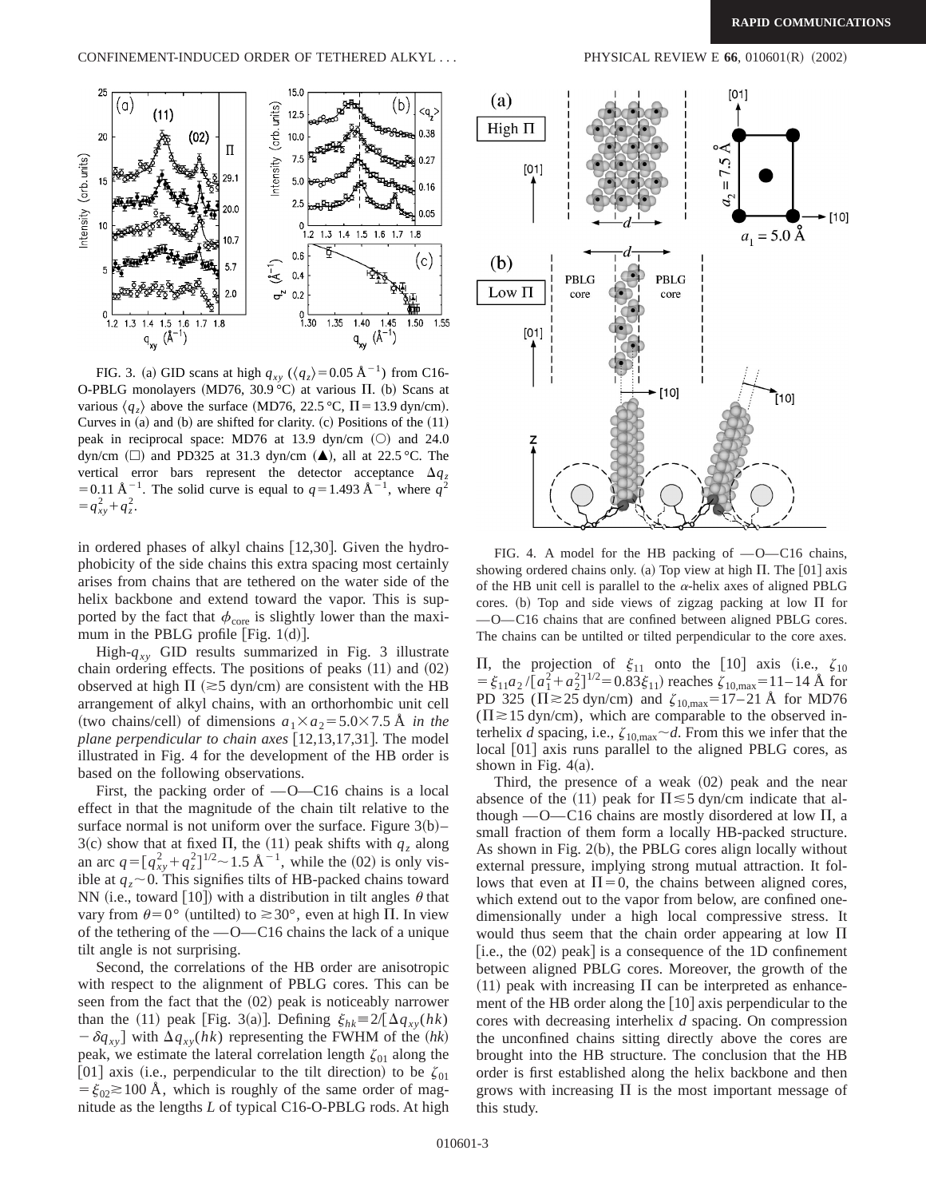FIG. 3. (a) GID scans at high $q_{xy}$ ($\langle q_z \rangle = 0.05$ Å$^{-1}$) from C16-O-PBLG monolayers (MD76, 30.9 °C) at various $\Pi$. (b) Scans at various $\langle q_z \rangle$ above the surface (MD76, 22.5 °C, $\Pi = 13.9$ dyn/cm). Curves in (a) and (b) are shifted for clarity. (c) Positions of the (11) peak in reciprocal space: MD76 at 13.9 dyn/cm (○) and 24.0 dyn/cm (□) and PD325 at 31.3 dyn/cm (▲), all at 22.5 °C. The vertical error bars represent the detector acceptance $\Delta q_z = 0.11$ Å$^{-1}$. The solid curve is equal to $q = 1.493$ Å$^{-1}$, where $q^2 = q_{xy}^2 + q_z^2$.

FIG. 4. A model for the HB packing of —O—C16 chains, showing ordered chains only. (a) Top view at high $\Pi$. The [01] axis of the HB unit cell is parallel to the $\alpha$-helix axes of aligned PBLG cores. (b) Top and side views of zigzag packing at low $\Pi$ for —O—C16 chains that are confined between aligned PBLG cores. The chains can be untilted or tilted perpendicular to the core axes.

in ordered phases of alkyl chains [12,30]. Given the hydrophobicity of the side chains this extra spacing most certainly arises from chains that are tethered on the water side of the helix backbone and extend toward the vapor. This is supported by the fact that $\phi_{\mathrm{core}}$ is slightly lower than the maximum in the PBLG profile [Fig. 1(d)].

High-$q_{xy}$ GID results summarized in Fig. 3 illustrate chain ordering effects. The positions of peaks (11) and (02) observed at high $\Pi$ ($\gtrsim 5$ dyn/cm) are consistent with the HB arrangement of alkyl chains, with an orthorhombic unit cell (two chains/cell) of dimensions $a_1 \times a_2 = 5.0 \times 7.5$ Å *in the plane perpendicular to chain axes* [12,13,17,31]. The model illustrated in Fig. 4 for the development of the HB order is based on the following observations.

First, the packing order of —O—C16 chains is a local effect in that the magnitude of the chain tilt relative to the surface normal is not uniform over the surface. Figure 3(b)–3(c) show that at fixed $\Pi$, the (11) peak shifts with $q_z$ along an arc $q = [q_{xy}^2 + q_z^2]^{1/2} \sim 1.5$ Å$^{-1}$, while the (02) is only visible at $q_z \sim 0$. This signifies tilts of HB-packed chains toward NN (i.e., toward [10]) with a distribution in tilt angles $\theta$ that vary from $\theta = 0°$ (untilted) to $\gtrsim 30°$, even at high $\Pi$. In view of the tethering of the —O—C16 chains the lack of a unique tilt angle is not surprising.

Second, the correlations of the HB order are anisotropic with respect to the alignment of PBLG cores. This can be seen from the fact that the (02) peak is noticeably narrower than the (11) peak [Fig. 3(a)]. Defining $\xi_{hk} \equiv 2/[\Delta q_{xy}(hk) - \delta q_{xy}]$ with $\Delta q_{xy}(hk)$ representing the FWHM of the $(hk)$ peak, we estimate the lateral correlation length $\zeta_{01}$ along the [01] axis (i.e., perpendicular to the tilt direction) to be $\zeta_{01} = \xi_{02} \gtrsim 100$ Å, which is roughly of the same order of magnitude as the lengths $L$ of typical C16-O-PBLG rods. At high $\Pi$, the projection of $\xi_{11}$ onto the [10] axis (i.e., $\zeta_{10} = \xi_{11} a_2 / [a_1^2 + a_2^2]^{1/2} = 0.83 \xi_{11}$) reaches $\zeta_{10,\mathrm{max}} = 11$–$14$ Å for PD 325 ($\Pi \gtrsim 25$ dyn/cm) and $\zeta_{10,\mathrm{max}} = 17$–$21$ Å for MD76 ($\Pi \gtrsim 15$ dyn/cm), which are comparable to the observed interhelix $d$ spacing, i.e., $\zeta_{10,\mathrm{max}} \sim d$. From this we infer that the local [01] axis runs parallel to the aligned PBLG cores, as shown in Fig. 4(a).

Third, the presence of a weak (02) peak and the near absence of the (11) peak for $\Pi \lesssim 5$ dyn/cm indicate that although —O—C16 chains are mostly disordered at low $\Pi$, a small fraction of them form a locally HB-packed structure. As shown in Fig. 2(b), the PBLG cores align locally without external pressure, implying strong mutual attraction. It follows that even at $\Pi = 0$, the chains between aligned cores, which extend out to the vapor from below, are confined one-dimensionally under a high local compressive stress. It would thus seem that the chain order appearing at low $\Pi$ [i.e., the (02) peak] is a consequence of the 1D confinement between aligned PBLG cores. Moreover, the growth of the (11) peak with increasing $\Pi$ can be interpreted as enhancement of the HB order along the [10] axis perpendicular to the cores with decreasing interhelix $d$ spacing. On compression the unconfined chains sitting directly above the cores are brought into the HB structure. The conclusion that the HB order is first established along the helix backbone and then grows with increasing $\Pi$ is the most important message of this study.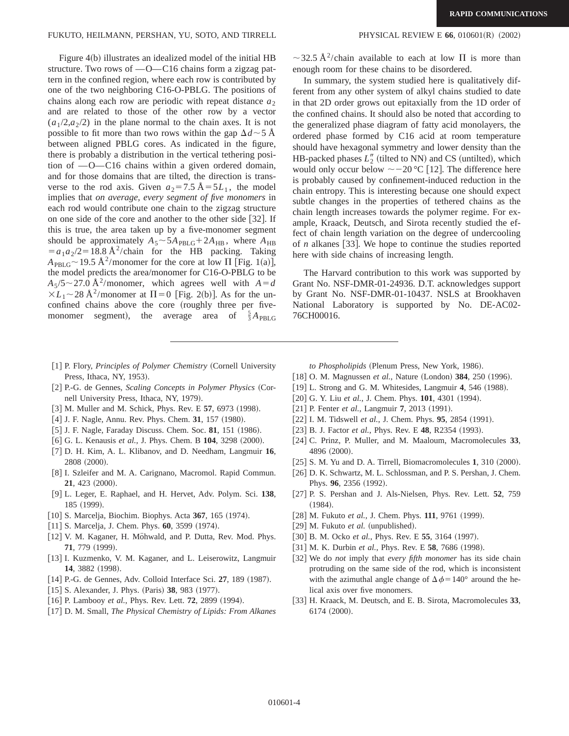Figure 4(b) illustrates an idealized model of the initial HB structure. Two rows of —O—C16 chains form a zigzag pattern in the confined region, where each row is contributed by one of the two neighboring C16-O-PBLG. The positions of chains along each row are periodic with repeat distance $a_2$ and are related to those of the other row by a vector $(a_1/2, a_2/2)$ in the plane normal to the chain axes. It is not possible to fit more than two rows within the gap $\Delta d \sim 5$ Å between aligned PBLG cores. As indicated in the figure, there is probably a distribution in the vertical tethering position of —O—C16 chains within a given ordered domain, and for those domains that are tilted, the direction is transverse to the rod axis. Given $a_2 = 7.5$ Å$= 5L_1$, the model implies that *on average, every segment of five monomers* in each rod would contribute one chain to the zigzag structure on one side of the core and another to the other side [32]. If this is true, the area taken up by a five-monomer segment should be approximately $A_5 \sim 5A_{\mathrm{PBLG}} + 2A_{\mathrm{HB}}$, where $A_{\mathrm{HB}} = a_1 a_2/2 = 18.8$ Å$^2$/chain for the HB packing. Taking $A_{\mathrm{PBLG}} \sim 19.5$ Å$^2$/monomer for the core at low $\Pi$ [Fig. 1(a)], the model predicts the area/monomer for C16-O-PBLG to be $A_5/5 \sim 27.0$ Å$^2$/monomer, which agrees well with $A = d \times L_1 \sim 28$ Å$^2$/monomer at $\Pi = 0$ [Fig. 2(b)]. As for the unconfined chains above the core (roughly three per five-monomer segment), the average area of $\frac{5}{3} A_{\mathrm{PBLG}} \sim 32.5$ Å$^2$/chain available to each at low $\Pi$ is more than enough room for these chains to be disordered.

In summary, the system studied here is qualitatively different from any other system of alkyl chains studied to date in that 2D order grows out epitaxially from the 1D order of the confined chains. It should also be noted that according to the generalized phase diagram of fatty acid monolayers, the ordered phase formed by C16 acid at room temperature should have hexagonal symmetry and lower density than the HB-packed phases $L_2''$ (tilted to NN) and CS (untilted), which would only occur below $\sim -20$ °C [12]. The difference here is probably caused by confinement-induced reduction in the chain entropy. This is interesting because one should expect subtle changes in the properties of tethered chains as the chain length increases towards the polymer regime. For example, Kraack, Deutsch, and Sirota recently studied the effect of chain length variation on the degree of undercooling of *n* alkanes [33]. We hope to continue the studies reported here with side chains of increasing length.

The Harvard contribution to this work was supported by Grant No. NSF-DMR-01-24936. D.T. acknowledges support by Grant No. NSF-DMR-01-10437. NSLS at Brookhaven National Laboratory is supported by No. DE-AC02-76CH00016.

---

[1] P. Flory, *Principles of Polymer Chemistry* (Cornell University Press, Ithaca, NY, 1953).
[2] P.-G. de Gennes, *Scaling Concepts in Polymer Physics* (Cornell University Press, Ithaca, NY, 1979).
[3] M. Muller and M. Schick, Phys. Rev. E **57**, 6973 (1998).
[4] J. F. Nagle, Annu. Rev. Phys. Chem. **31**, 157 (1980).
[5] J. F. Nagle, Faraday Discuss. Chem. Soc. **81**, 151 (1986).
[6] G. L. Kenausis *et al.*, J. Phys. Chem. B **104**, 3298 (2000).
[7] D. H. Kim, A. L. Klibanov, and D. Needham, Langmuir **16**, 2808 (2000).
[8] I. Szleifer and M. A. Carignano, Macromol. Rapid Commun. **21**, 423 (2000).
[9] L. Leger, E. Raphael, and H. Hervet, Adv. Polym. Sci. **138**, 185 (1999).
[10] S. Marcelja, Biochim. Biophys. Acta **367**, 165 (1974).
[11] S. Marcelja, J. Chem. Phys. **60**, 3599 (1974).
[12] V. M. Kaganer, H. Möhwald, and P. Dutta, Rev. Mod. Phys. **71**, 779 (1999).
[13] I. Kuzmenko, V. M. Kaganer, and L. Leiserowitz, Langmuir **14**, 3882 (1998).
[14] P.-G. de Gennes, Adv. Colloid Interface Sci. **27**, 189 (1987).
[15] S. Alexander, J. Phys. (Paris) **38**, 983 (1977).
[16] P. Lambooy *et al.*, Phys. Rev. Lett. **72**, 2899 (1994).
[17] D. M. Small, *The Physical Chemistry of Lipids: From Alkanes to Phospholipids* (Plenum Press, New York, 1986).
[18] O. M. Magnussen *et al.*, Nature (London) **384**, 250 (1996).
[19] L. Strong and G. M. Whitesides, Langmuir **4**, 546 (1988).
[20] G. Y. Liu *et al.*, J. Chem. Phys. **101**, 4301 (1994).
[21] P. Fenter *et al.*, Langmuir **7**, 2013 (1991).
[22] I. M. Tidswell *et al.*, J. Chem. Phys. **95**, 2854 (1991).
[23] B. J. Factor *et al.*, Phys. Rev. E **48**, R2354 (1993).
[24] C. Prinz, P. Muller, and M. Maaloum, Macromolecules **33**, 4896 (2000).
[25] S. M. Yu and D. A. Tirrell, Biomacromolecules **1**, 310 (2000).
[26] D. K. Schwartz, M. L. Schlossman, and P. S. Pershan, J. Chem. Phys. **96**, 2356 (1992).
[27] P. S. Pershan and J. Als-Nielsen, Phys. Rev. Lett. **52**, 759 (1984).
[28] M. Fukuto *et al.*, J. Chem. Phys. **111**, 9761 (1999).
[29] M. Fukuto *et al.* (unpublished).
[30] B. M. Ocko *et al.*, Phys. Rev. E **55**, 3164 (1997).
[31] M. K. Durbin *et al.*, Phys. Rev. E **58**, 7686 (1998).
[32] We do *not* imply that *every fifth monomer* has its side chain protruding on the same side of the rod, which is inconsistent with the azimuthal angle change of $\Delta\phi = 140°$ around the helical axis over five monomers.
[33] H. Kraack, M. Deutsch, and E. B. Sirota, Macromolecules **33**, 6174 (2000).